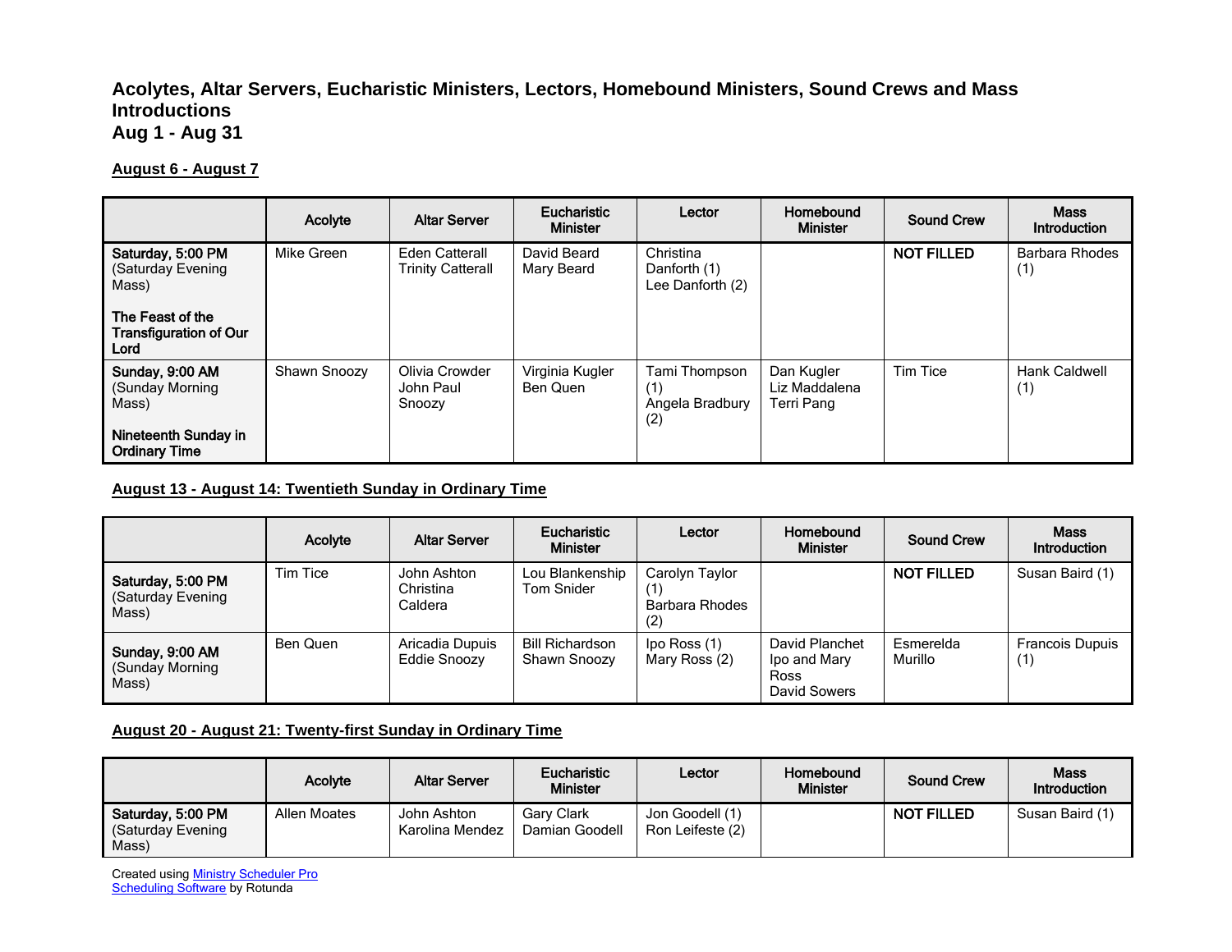# Acolytes, Altar Servers, Eucharistic Ministers, Lectors, Homebound Ministers, Sound Crews and Mass Introductions
## Aug 1 - Aug 31

### August 6 - August 7

| | Acolyte | Altar Server | Eucharistic Minister | Lector | Homebound Minister | Sound Crew | Mass Introduction |
|---|---|---|---|---|---|---|---|
| **Saturday, 5:00 PM** (Saturday Evening Mass) **The Feast of the Transfiguration of Our Lord** | Mike Green | Eden Catterall<br>Trinity Catterall | David Beard<br>Mary Beard | Christina Danforth (1)<br>Lee Danforth (2) | | **NOT FILLED** | Barbara Rhodes (1) |
| **Sunday, 9:00 AM** (Sunday Morning Mass) **Nineteenth Sunday in Ordinary Time** | Shawn Snoozy | Olivia Crowder<br>John Paul Snoozy | Virginia Kugler<br>Ben Quen | Tami Thompson (1)<br>Angela Bradbury (2) | Dan Kugler<br>Liz Maddalena<br>Terri Pang | Tim Tice | Hank Caldwell (1) |

### August 13 - August 14: Twentieth Sunday in Ordinary Time

| | Acolyte | Altar Server | Eucharistic Minister | Lector | Homebound Minister | Sound Crew | Mass Introduction |
|---|---|---|---|---|---|---|---|
| **Saturday, 5:00 PM** (Saturday Evening Mass) | Tim Tice | John Ashton<br>Christina Caldera | Lou Blankenship<br>Tom Snider | Carolyn Taylor (1)<br>Barbara Rhodes (2) | | **NOT FILLED** | Susan Baird (1) |
| **Sunday, 9:00 AM** (Sunday Morning Mass) | Ben Quen | Aricadia Dupuis<br>Eddie Snoozy | Bill Richardson<br>Shawn Snoozy | Ipo Ross (1)<br>Mary Ross (2) | David Planchet<br>Ipo and Mary Ross<br>David Sowers | Esmerelda Murillo | Francois Dupuis (1) |

### August 20 - August 21: Twenty-first Sunday in Ordinary Time

| | Acolyte | Altar Server | Eucharistic Minister | Lector | Homebound Minister | Sound Crew | Mass Introduction |
|---|---|---|---|---|---|---|---|
| **Saturday, 5:00 PM** (Saturday Evening Mass) | Allen Moates | John Ashton<br>Karolina Mendez | Gary Clark<br>Damian Goodell | Jon Goodell (1)<br>Ron Leifeste (2) | | **NOT FILLED** | Susan Baird (1) |

Created using Ministry Scheduler Pro Scheduling Software by Rotunda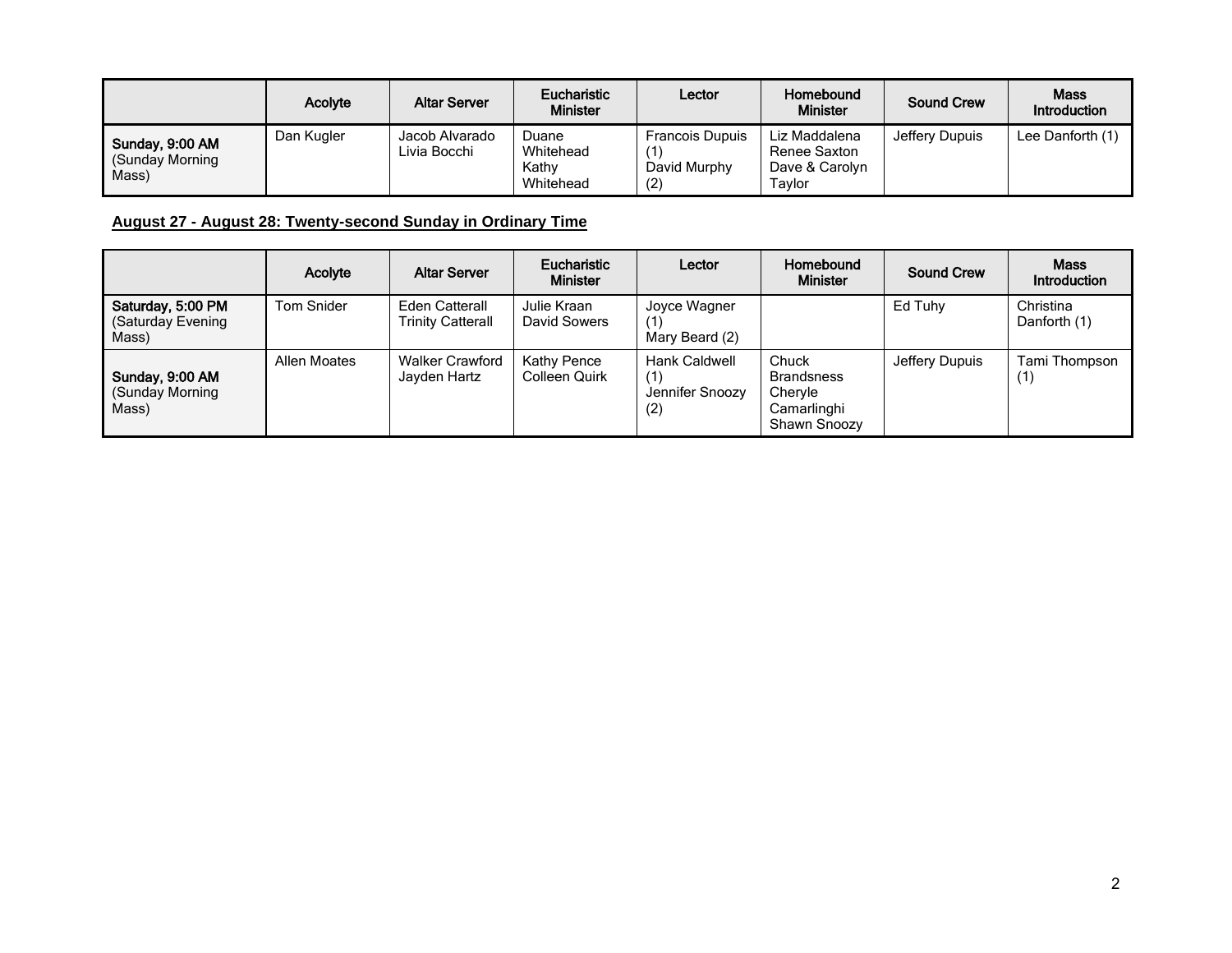| | Acolyte | Altar Server | Eucharistic Minister | Lector | Homebound Minister | Sound Crew | Mass Introduction |
|---|---|---|---|---|---|---|---|
| **Sunday, 9:00 AM** (Sunday Morning Mass) | Dan Kugler | Jacob Alvarado<br>Livia Bocchi | Duane Whitehead<br>Kathy Whitehead | Francois Dupuis (1)<br>David Murphy (2) | Liz Maddalena<br>Renee Saxton<br>Dave & Carolyn Taylor | Jeffery Dupuis | Lee Danforth (1) |

**August 27 - August 28: Twenty-second Sunday in Ordinary Time**

| | Acolyte | Altar Server | Eucharistic Minister | Lector | Homebound Minister | Sound Crew | Mass Introduction |
|---|---|---|---|---|---|---|---|
| **Saturday, 5:00 PM** (Saturday Evening Mass) | Tom Snider | Eden Catterall<br>Trinity Catterall | Julie Kraan<br>David Sowers | Joyce Wagner (1)<br>Mary Beard (2) | | Ed Tuhy | Christina Danforth (1) |
| **Sunday, 9:00 AM** (Sunday Morning Mass) | Allen Moates | Walker Crawford<br>Jayden Hartz | Kathy Pence<br>Colleen Quirk | Hank Caldwell (1)<br>Jennifer Snoozy (2) | Chuck Brandsness<br>Cheryle Camarlinghi<br>Shawn Snoozy | Jeffery Dupuis | Tami Thompson (1) |